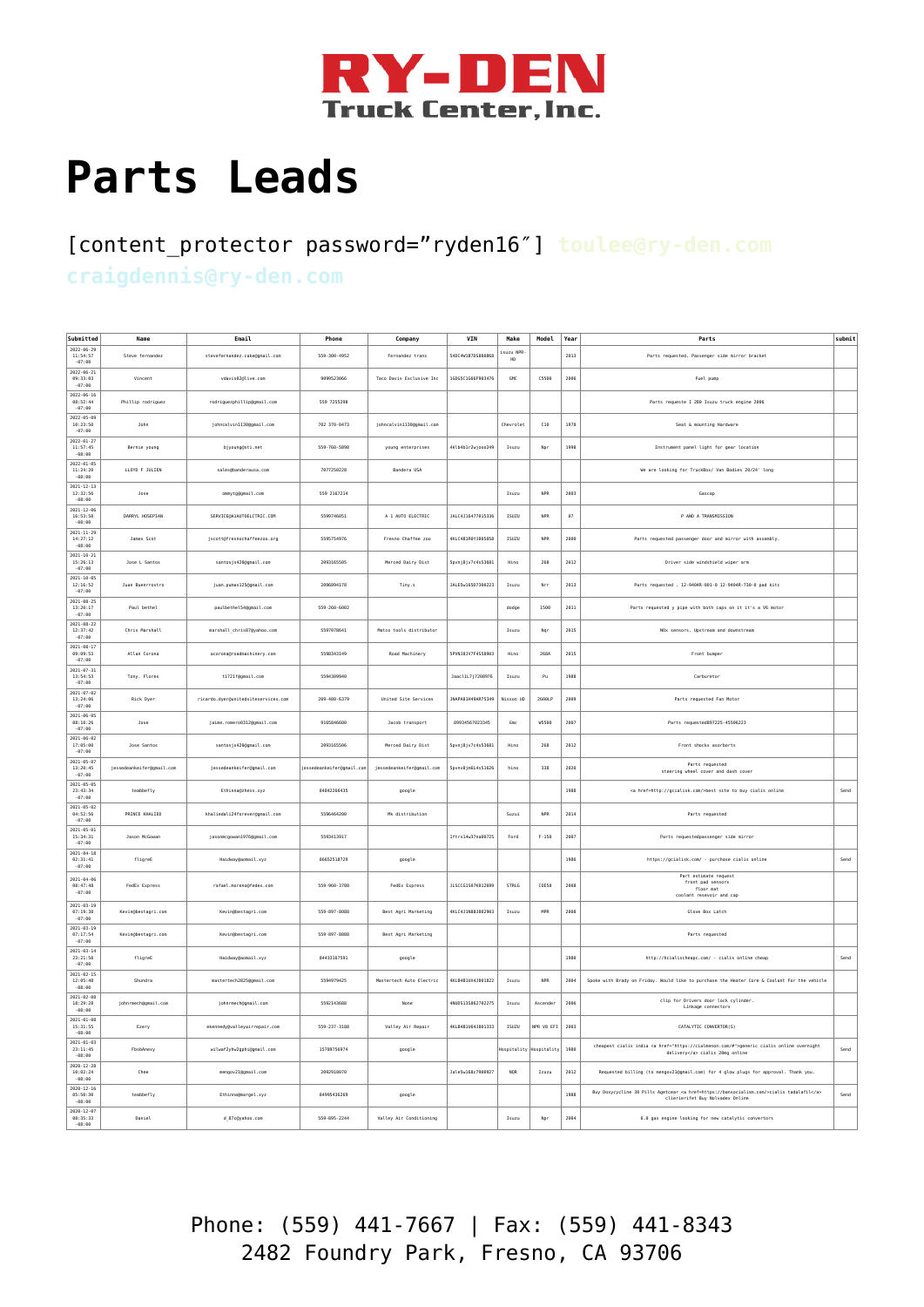# RY-DEN Truck Center, Inc.

# Parts Leads

[content_protector password="ryden16″] toulee@ry-den.com craigdennis@ry-den.com

| Submitted | Name | Email | Phone | Company | VIN | Make | Model | Year | Parts | submit |
|---|---|---|---|---|---|---|---|---|---|---|
| 2022-06-29 11:54:57 -07:00 | Steve fernandez | stevefernandez.cake@gmail.com | 559-300-4952 | Fernandez trans | 54DC4W1B7DS800868 | isuzu NPR-HD | | 2013 | Parts requested. Passenger side mirror bracket | |
| 2022-06-21 09:33:03 -07:00 | Vincent | vdavis02@live.com | 9099523066 | Taco Davis Exclusive Inc | 1GDG5C1G66F903476 | GMC | C5500 | 2006 | Fuel pump | |
| 2022-06-16 08:52:44 -07:00 | Phillip rodriguez | rodriguezphillip@gmail.com | 559 7255208 | | | | | | Parts requeste I 2B0 Isuzu truck engine 2006 | |
| 2022-05-09 10:23:50 -07:00 | John | johncalvin1130@gmail.com | 702 370-0473 | johncalvin1130@gmail.com | | Chevrolet | C10 | 1978 | Seat & mounting Hardware | |
| 2022-01-27 11:57:45 -08:00 | Bernie young | bjyoung@sti.net | 559-760-5098 | young enterprises | 4kLb4b1r2wjooo249 | Isuzu | Npr | 1998 | Instrument panel light for gear location | |
| 2022-01-05 11:24:20 -08:00 | LLOYD F JULIEN | sales@banderausa.com | 7077250228 | Bandera USA | | | | | We are looking for TruckBox/ Van Bodies 20/24' long | |
| 2021-12-13 12:32:56 -08:00 | Jose | ammyig@gmail.com | 559 2167214 | | | Isuzu | NPR | 2003 | Gascap | |
| 2021-12-06 16:53:58 -08:00 | DARRYL HOSEPIAN | SERVICE@A1AUTOELCTRIC.COM | 5599746051 | A 1 AUTO ELECTRIC | JALC4J16477015336 | ISUZU | NPR | 07 | P AND A TRANSMISSION | |
| 2021-11-29 14:27:12 -08:00 | James Scot | jscott@fresnochaffeezoo.org | 5595754976 | Fresno Chaffee zoo | 4KLC4B1R8YJ805050 | ISUZU | NPR | 2000 | Parts requested passenger door and mirror with assembly. | |
| 2021-10-21 15:26:13 -07:00 | Jose L Santos | santosjs420@gmail.com | 2093165505 | Merced Dairy Dist | 5pvnj8jv7c4s53601 | Hino | 268 | 2012 | Driver side windshield wiper arm | |
| 2021-10-05 12:16:52 -07:00 | Juan Buenrrostro | juan.puma1125@gmail.com | 2096094178 | Tiny.s | JALE5w165D7300223 | Isuzu | Nrr | 2013 | Parts requested . 12-9404R-001-0 12-9404R-730-0 pad kitc | |
| 2021-08-25 13:20:17 -07:00 | Paul bethel | paulbethel54@gmail.com | 559-260-6002 | | | dodge | 1500 | 2011 | Parts requested y pipe with both caps on it it's a V6 motor | |
| 2021-08-22 12:37:42 -07:00 | Chris Marshall | marshall_chris87@yahoo.com | 5597070641 | Matco tools distributor | | Isuzu | Nqr | 2015 | NOx sensors. Upstream and downstream | |
| 2021-08-17 09:09:53 -07:00 | Allan Corona | acorona@roadmachinery.com | 5598343149 | Road Machinery | 5PVNJ8JV7F4S58903 | Hino | 268A | 2015 | Front bumper | |
| 2021-07-31 13:54:53 -07:00 | Tony. Flores | t1721f@gmail.com | 5594309940 | | Jaac1lL7j7208976 | Isuzu | Pu | 1988 | Carburetor | |
| 2021-07-02 13:24:06 -07:00 | Rick Dyer | ricardo.dyer@unitedsiteservices.com | 209-480-6379 | United Site Services | JNAPAD3H49AR75349 | Nissan UD | 2600LP | 2009 | Parts requested Fan Motor | |
| 2021-06-05 08:10:26 -07:00 | Jose | jaime.romero0312@gmail.com | 9165046600 | Jacob transport | 89934567023345 | Gmc | W5500 | 2007 | Parts requested897225-45506223 | |
| 2021-06-02 17:05:00 -07:00 | Jose Santos | santosjs420@gmail.com | 2093165505 | Merced Dairy Dist | 5pvnj8jv7c4s53601 | Hino | 268 | 2012 | Front shocks asorborts | |
| 2021-05-07 13:20:45 -07:00 | jessedeankeifer@gmail.com | jessedeankeifer@gmail.com | jessedeankeifer@gmail.com | jessedeankeifer@gmail.com | 5pvnv8jm0L4s51626 | hino | 338 | 2020 | Parts requested steering wheel cover and dash cover | |
| 2021-05-05 23:43:34 -07:00 | teabbefly | Ethinna@zhess.xyz | 84842266435 | google | | | | 1988 | <a href=http://gcialisk.com/>best site to buy cialis online | Send |
| 2021-05-02 04:52:56 -07:00 | PRINCE KHALIED | khaliedali24forever@gmail.com | 5596464200 | Mk distribution | | Suzui | NPR | 2014 | Parts requested | |
| 2021-05-01 15:34:31 -07:00 | Jason McGowan | jasonmcgowan1976@gmail.com | 5593413917 | | 1ftrx14w37na00725 | Ford | F-150 | 2007 | Parts requestedpassenger side mirror | |
| 2021-04-18 02:31:41 -07:00 | fligrmE | Haidway@asmail.xyz | 86652518729 | google | | | | 1986 | https://gcialisk.com/ - purchase cialis online | Send |
| 2021-04-06 08:47:48 -07:00 | FedEx Express | rafael.moreno@fedex.com | 559-960-3788 | FedEx Express | JLSCCG1S07K012099 | STRLG | COE58 | 2008 | Part estimate request Front pad sensors Floor mat coolant resevoir and cap | |
| 2021-03-19 07:19:38 -07:00 | Kevin@bestagri.com | Kevin@bestagri.com | 559-897-8088 | Best Agri Marketing | 4KLC4J1N88J802903 | Isuzu | MPR | 2008 | Glove Box Latch | |
| 2021-03-19 07:17:54 -07:00 | Kevin@bestagri.com | Kevin@bestagri.com | 559-897-8088 | Best Agri Marketing | | | | | Parts requested | |
| 2021-03-14 23:21:58 -07:00 | fligrmE | Haidway@asmail.xyz | 84433167591 | google | | | | 1988 | http://bcialischeapc.com/ - cialis online cheap | Send |
| 2021-02-15 12:05:48 -08:00 | Shundra | mastertech2025@gmail.com | 5594079425 | Mastertech Auto Electric | 4KLB4B1U443801822 | Isuzu | NPR | 2004 | Spoke with Brady on Friday. Would like to purchase the Heater Core & Coolant For the vehicle | |
| 2021-02-08 10:29:28 -08:00 | johnrmech@gmail.com | johnrmech@gmail.com | 5592143688 | None | 4NUDS13S862702275 | Isuzu | Ascender | 2006 | clip for Drivers door lock cylinder. Linkage connectors | |
| 2021-01-08 15:31:55 -08:00 | Ezery | ekennedy@valleyairrepair.com | 559-237-3188 | Valley Air Repair | 4KLB4B1U643801333 | ISUZU | NPR V8 EFI | 2003 | CATALYTIC CONVERTOR(S) | |
| 2021-01-03 23:11:45 -08:00 | FbnbAnexy | wilwaf2yhv2gphi@gmail.com | 15789756974 | google | | Hospitality | Hospitality | 1980 | cheapest cialis india <a href="https://cialmenon.com/#">generic cialis online overnight delivery</a> cialis 20mg online | Send |
| 2020-12-28 10:02:24 -08:00 | Chee | mengov21@gmail.com | 2092910070 | | Jale5w168c7900927 | NQR | Izuzu | 2012 | Requested billing (to mengov21@gmail.com) for 4 glow plugs for approval. Thank you. | |
| 2020-12-16 05:50:30 -08:00 | teabbefly | Ethinna@margel.xyz | 84995436269 | google | | | | 1988 | Buy Doxycycline 30 Pills Agetcear <a href=https://banxocialism.com/>cialis tadalafil</a> clierierifet Buy Nolvadex Online | Send |
| 2020-12-07 08:35:33 -08:00 | Daniel | d_87z@yahoo.com | 559-895-2244 | Valley Air Conditioning | | Isuzu | Npr | 2004 | 6.0 gas engine looking for new catalytic convertors | |

Phone: (559) 441-7667 | Fax: (559) 441-8343
2482 Foundry Park, Fresno, CA 93706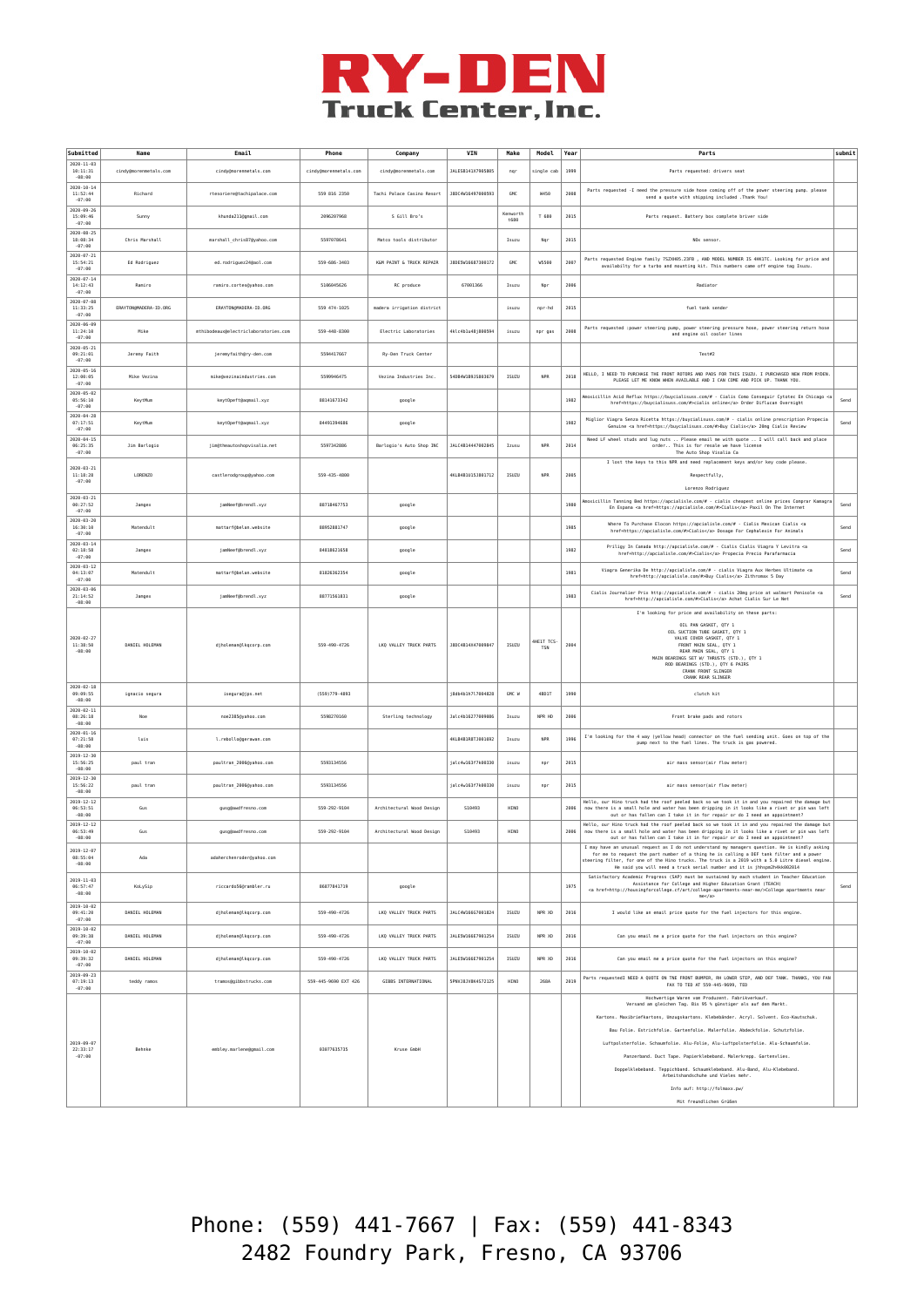# RY-DEN Truck Center, Inc.

| Submitted | Name | Email | Phone | Company | VIN | Make | Model | Year | Parts | submit |
|---|---|---|---|---|---|---|---|---|---|---|
| 2020-11-03 10:11:31 -08:00 | cindy@morenmetals.com | cindy@morenmetals.com | cindy@morenmetals.com | cindy@morenmetals.com | JALE5B141X7905805 | nqr | single cab | 1999 | Parts requested: drivers seat | |
| 2020-10-14 11:52:44 -07:00 | Richard | rtesoriere@tachipalace.com | 559 816 2350 | Tachi Palace Casino Resort | 3BDC4W1649T000593 | GMC | W450 | 2008 | Parts requested -I need the pressure side hose coming off of the power steering pump. please send a quote with shipping included .Thank You! | |
| 2020-09-26 15:09:46 -07:00 | Sunny | khunda213@gmail.com | 2096207968 | S Gill Bro's | | Kenworth t680 | T 680 | 2015 | Parts request. Battery box complete driver side | |
| 2020-08-25 10:08:34 -07:00 | Chris Marshall | marshall_chris87@yahoo.com | 5597078641 | Matco tools distributor | | Isuzu | Nqr | 2015 | NOx sensor. | |
| 2020-07-21 15:54:21 -07:00 | Ed Rodriguez | ed.rodriguez24@aol.com | 559-686-3463 | K&M PAINT & TRUCK REPAIR | J8DE5W16687300172 | GMC | W5500 | 2007 | Parts requested Engine family 7SZXH05.23FD , AND MODEL NUMBER IS 4HK1TC. Looking for price and availability for a turbo and mounting kit. This numbers came off engine tag Isuzu. | |
| 2020-07-14 14:12:43 -07:00 | Ramiro | ramiro.cortes@yahoo.com | 5106045626 | RC produce | 67001366 | Isuzu | Npr | 2006 | Radiator | |
| 2020-07-08 11:33:25 -07:00 | ERAYTON@MADERA-ID.ORG | ERAYTON@MADERA-ID.ORG | 559 474-1025 | madera irrigation district | | isuzu | npr-hd | 2015 | fuel tank sender | |
| 2020-06-09 11:24:10 -07:00 | Mike | mthibodeaux@electriclaboratories.com | 559-448-8300 | Electric Laboratories | 4klc4b1s48j800594 | isuzu | npr gas | 2008 | Parts requested :power steering pump, power steering pressure hose, power steering return hose and engine oil cooler lines | |
| 2020-05-21 09:21:01 -07:00 | Jeremy Faith | jeremyfaith@ry-den.com | 5594417667 | Ry-Den Truck Center | | | | | Test#2 | |
| 2020-05-16 12:00:05 -07:00 | Mike Vezina | mike@vezinaindustries.com | 5599946475 | Vezina Industries Inc. | 54DB4W1B9JS803679 | ISUZU | NPR | 2018 | HELLO, I NEED TO PURCHASE THE FRONT ROTORS AND PADS FOR THIS ISUZU. I PURCHASED NEW FROM RYDEN. PLEASE LET ME KNOW WHEN AVAILABLE AND I CAN COME AND PICK UP. THANK YOU. | |
| 2020-05-02 05:56:10 -07:00 | KeytMum | keyt0peft@aqmail.xyz | 88141673342 | google | | | | 1982 | Amoxicillin Acid Reflux https://buycialisuss.com/# - Cialis Como Conseguir Cytotec En Chicago <a href=https://buycialisuss.com/#>cialis online</a> Order Diflucan Overnight | Send |
| 2020-04-28 07:17:51 -07:00 | KeytMum | keyt0peft@aqmail.xyz | 84491394686 | google | | | | 1982 | Miglior Viagra Senza Ricetta https://buycialisuss.com/# - cialis online prescription Propecia Genuine <a href=https://buycialisuss.com/#>Buy Cialis</a> 20mg Cialis Review | Send |
| 2020-04-15 06:25:35 -07:00 | Jim Barlogio | jim@theautoshopvisalia.net | 5597342886 | Barlogio's Auto Shop INC | JALC4B14447002845 | Izusu | NPR | 2014 | Need LF wheel studs and lug nuts .. Please email me with quote .. I will call back and place order.. This is for resale we have license The Auto Shop Visalia Ca | |
| 2020-03-21 11:10:28 -07:00 | LORENZO | castlerodgroup@yahoo.com | 559-435-4800 | | 4KLB4B1U1SJ801712 | ISUZU | NPR | 2005 | I lost the keys to this NPR and need replacement keys and/or key code please. Respectfully, Lorenzo Rodriguez | |
| 2020-03-21 00:27:52 -07:00 | Janges | jam0eef@brendl.xyz | 88718467753 | google | | | | 1980 | Amoxicillin Tanning Bed https://apcialisle.com/# - cialis cheapest online prices Comprar Kamagra En Espana <a href=https://apcialisle.com/#>Cialis</a> Paxil On The Internet | Send |
| 2020-03-20 16:30:10 -07:00 | Matendult | mattarf@belan.website | 88952881747 | google | | | | 1985 | Where To Purchase Elocon https://apcialisle.com/# - Cialis Mexican Cialis <a href=https://apcialisle.com/#>Cialis</a> Dosage For Cephalexin For Animals | Send |
| 2020-03-14 02:18:58 -07:00 | Janges | jam0eef@brendl.xyz | 84818621658 | google | | | | 1982 | Priligy In Canada http://apcialisle.com/# - Cialis Cialis Viagra Y Levitra <a href=http://apcialisle.com/#>Cialis</a> Propecia Precio Parafarmacia | Send |
| 2020-03-12 04:13:07 -07:00 | Matendult | mattarf@belan.website | 81826362354 | google | | | | 1981 | Viagra Generika De http://apcialisle.com/# - cialis Viagra Aux Herbes Ultimate <a href=http://apcialisle.com/#>Buy Cialis</a> Zithromax 5 Day | Send |
| 2020-03-06 21:14:52 -08:00 | Janges | jam0eef@brendl.xyz | 88771561831 | google | | | | 1983 | Cialis Journalier Prix http://apcialisle.com/# - cialis 20mg price at walmart Penisole <a href=http://apcialisle.com/#>Cialis</a> Achat Cialis Sur Le Net | Send |
| 2020-02-27 11:38:50 -08:00 | DANIEL HOLEMAN | djholeman@lkqcorp.com | 559-490-4726 | LKQ VALLEY TRUCK PARTS | J8DC4B14X47000847 | ISUZU | 4HE1T TCS-TSN | 2004 | I'm looking for price and availability on these parts: OIL PAN GASKET, QTY 1 OIL SUCTION TUBE GASKET, QTY 1 VALVE COVER GASKET, QTY 1 FRONT MAIN SEAL, QTY 1 REAR MAIN SEAL, QTY 1 MAIN BEARINGS SET W/ THRUSTS (STD.), QTY 1 ROD BEARINGS (STD.), QTY 6 PAIRS CRANK FRONT SLINGER CRANK REAR SLINGER | |
| 2020-02-18 09:09:55 -08:00 | ignacio segura | isegura@jps.net | (559)779-4893 | | j8db4b1k7L7004828 | GMC W | 4BD1T | 1990 | clutch kit | |
| 2020-02-11 08:26:18 -08:00 | Noe | noe2385@yahoo.com | 5598270160 | Sterling technology | Jalc4b16277000806 | Isuzu | NPR HD | 2006 | Front brake pads and rotors | |
| 2020-01-16 07:21:58 -08:00 | luis | l.rebolle@gerawan.com | | | 4KLB4B1R8TJ001082 | Isuzu | NPR | 1996 | I'm looking for the 4 way (yellow head) connector on the fuel sending unit. Goes on top of the pump next to the fuel lines. The truck is gas powered. | |
| 2019-12-30 15:56:25 -08:00 | paul tran | paultran_2006@yahoo.com | 5593134556 | | jalc4w163f7k00330 | isuzu | npr | 2015 | air mass sensor(air flow meter) | |
| 2019-12-30 15:56:22 -08:00 | paul tran | paultran_2006@yahoo.com | 5593134556 | | jalc4w163f7k00330 | isuzu | npr | 2015 | air mass sensor(air flow meter) | |
| 2019-12-12 06:53:51 -08:00 | Gus | gus@awdfresno.com | 559-292-9104 | Architectural Wood Design | S10493 | HINO | | 2006 | Hello, our Hino truck had the roof peeled back so we took it in and you repaired the damage but now there is a small hole and water has been dripping in it looks like a rivet or pin was left out or has fallen can I take it in for repair or do I need an appointment? | |
| 2019-12-12 06:53:49 -08:00 | Gus | gus@awdfresno.com | 559-292-9104 | Architectural Wood Design | S10493 | HINO | | 2006 | Hello, our Hino truck had the roof peeled back so we took it in and you repaired the damage but now there is a small hole and water has been dripping in it looks like a rivet or pin was left out or has fallen can I take it in for repair or do I need an appointment? | |
| 2019-12-07 08:55:04 -08:00 | Ada | adaherchenroder@yahoo.com | | | | | | | I may have an unusual request as I do not understand my managers question. He is kindly asking for me to request the part number of a thing he is calling a DEF tank filter and a power steering filter, for one of the Hino trucks. The truck is a 2019 with a 5.0 litre diesel engine. He said you will need a truck serial number and it is jhhspm2h4kk002014 | |
| 2019-11-03 06:57:47 -08:00 | KoLySip | riccardo56@rambler.ru | 86877841719 | google | | | | 1975 | Satisfactory Academic Progress (SAP) must be sustained by each student in Teacher Education Assistance for College and Higher Education Grant (TEACH) <a href="http://housingforcollege.cf/art/college-apartments-near-me/">College apartments near me</a> | Send |
| 2019-10-02 09:41:20 -07:00 | DANIEL HOLEMAN | djholeman@lkqcorp.com | 559-490-4726 | LKQ VALLEY TRUCK PARTS | JALC4W166G7001824 | ISUZU | NPR XD | 2016 | I would like an email price quote for the fuel injectors for this engine. | |
| 2019-10-02 09:39:38 -07:00 | DANIEL HOLEMAN | djholeman@lkqcorp.com | 559-490-4726 | LKQ VALLEY TRUCK PARTS | JALE5W166G7901254 | ISUZU | NPR XD | 2016 | Can you email me a price quote for the fuel injectors on this engine? | |
| 2019-10-02 09:39:32 -07:00 | DANIEL HOLEMAN | djholeman@lkqcorp.com | 559-490-4726 | LKQ VALLEY TRUCK PARTS | JALE5W166G7901254 | ISUZU | NPR XD | 2016 | Can you email me a price quote for the fuel injectors on this engine? | |
| 2019-09-23 07:19:13 -07:00 | teddy ramos | tramos@gibbstrucks.com | 559-445-9090 EXT 426 | GIBBS INTERNATIONAL | 5PVNJ8JV8K4S72125 | HINO | 268A | 2019 | Parts requested1 NEED A QUOTE ON THE FRONT BUMPER, RH LOWER STEP, AND DEF TANK. THANKS, YOU FAN FAX TO TED AT 559-445-9699, TED | |
| 2019-09-07 22:33:17 -07:00 | Behnke | embley.marlene@gmail.com | 03077635735 | Kruse GmbH | | | | | Hochwertige Waren vom Produzent. Fabrikverkauf. Versand am gleichen Tag. Bis 95 % günstiger als auf dem Markt. Kartons. Maxibriefkartons, Umzugskartons. Klebebänder. Acryl. Solvent. Eco-Kautschuk. Bau Folie. Estrichfolie. Gartenfolie. Malerfolie. Abdeckfolie. Schutzfolie. Luftpolsterfolie. Schaumfolie. Alu-Folie, Alu-Luftpolsterfolie. Alu-Schaumfolie. Panzerband. Duct Tape. Papierklebeband. Malerkrepp. Gartenvlies. Doppelklebeband. Teppichband. Schaumklebeband. Alu-Band, Alu-Klebeband. Arbeitshandschuhe und Vieles mehr. Info auf: http://folmaxx.pw/ Mit freundlichen Grüßen | |

Phone: (559) 441-7667 | Fax: (559) 441-8343
2482 Foundry Park, Fresno, CA 93706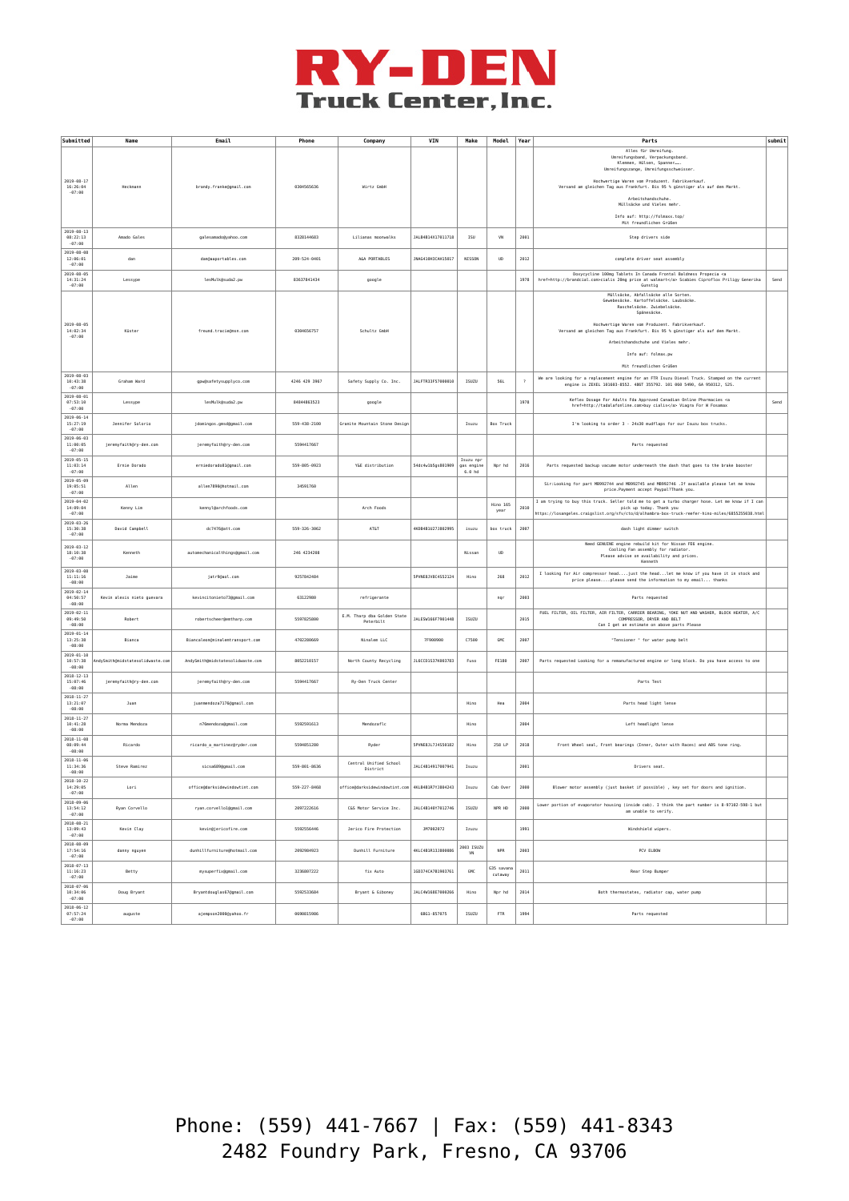# RY-DEN Truck Center, Inc.

| Submitted | Name | Email | Phone | Company | VIN | Make | Model | Year | Parts | submit |
|---|---|---|---|---|---|---|---|---|---|---|
| 2019-08-17 16:26:04 -07:00 | Heckmann | brandy.franke@gmail.com | 0304565636 | Wirtz GmbH | | | | | Alles für Umreifung. Umreifungsband, Verpackungsband. Klemmen, Hülsen, Spanner…. Umreifungszange, Umreifungsschweisser. Hochwertige Waren vom Produzent. Fabrikverkauf. Versand am gleichen Tag aus Frankfurt. Bis 95 % günstiger als auf dem Markt. Arbeitshandschuhe. Müllsäcke und Vieles mehr. Info auf: http://folmaxx.top/ Mit freundlichen Grüßen | |
| 2019-08-13 08:22:13 -07:00 | Amado Gales | galesamado@yahoo.com | 8328144683 | Lilianes moonwalks | JALB4B14X17011718 | ISU | VN | 2001 | Step drivers side | |
| 2019-08-08 12:06:01 -07:00 | dan | dan@aaportables.com | 209-524-0401 | A&A PORTABLES | JNAG418H3CAH15817 | NISSON | UD | 2012 | complete driver seat assembly | |
| 2019-08-05 14:31:24 -07:00 | Lessype | lesMulk@suda2.pw | 83637841434 | google | | | | 1978 | Doxycycline 100mg Tablets In Canada Frontal Baldness Propecia <a href=http://brandcial.com>cialis 20mg price at walmart</a> Scabies Ciproflox Priligy Generika Gunstig | Send |
| 2019-08-05 14:02:34 -07:00 | Küster | freund.tracie@msn.com | 0304656757 | Schultz GmbH | | | | | Müllsäcke, Abfallsäcke alle Sorten. Gewebesäcke. Kartoffelsäcke. Laubsäcke. Raschelsäcke. Zwiebelsäcke. Spänesäcke. Hochwertige Waren vom Produzent. Fabrikverkauf. Versand am gleichen Tag aus Frankfurt. Bis 95 % günstiger als auf dem Markt. Arbeitshandschuhe und Vieles mehr. Info auf: folmax.pw Mit freundlichen Grüßen | |
| 2019-08-03 10:43:38 -07:00 | Graham Ward | gpw@safetysupplyco.com | 4246 429 3967 | Safety Supply Co. Inc. | JALFTR33F57000010 | ISUZU | 56L | ? | We are looking for a replacement engine for an FTR Isuzu Diesel Truck. Stamped on the current engine is ZEXEL 101603-8552. 4HG7 355792. 101 060 5490, 6A 950312, S2S. | |
| 2019-08-01 07:53:10 -07:00 | Lessype | lesMulk@suda2.pw | 84844863523 | google | | | | 1978 | Keflex Dosage For Adults Fda Approved Canadian Online Pharmacies <a href=http://tadalafonline.com>buy cialis</a> Viagra For W Fosamax | Send |
| 2019-06-14 15:27:19 -07:00 | Jennifer Goloria | jdomingos.gmsd@gmail.com | 559-438-2100 | Granite Mountain Stone Design | | Isuzu | Box Truck | | I'm looking to order 3 - 24x30 mudflaps for our Isuzu box trucks. | |
| 2019-06-03 11:00:05 -07:00 | jeremyfaith@ry-den.com | jeremyfaith@ry-den.com | 5594417667 | | | | | | Parts requested | |
| 2019-05-15 11:03:14 -07:00 | Ernie Dorado | erniedorado83@gmail.com | 559-805-0923 | Y&E distribution | 54dc4w1b5gs801909 | Isuzu npr gas engine 6.0 hd | Npr hd | 2016 | Parts requested backup vacume motor underneath the dash that goes to the brake booster | |
| 2019-05-09 19:05:51 -07:00 | Allen | allee7090@hotmail.com | 34591760 | | | | | | Sir:Looking for part MB092744 and MB992745 and MB092746 .If available please let me know price.Payment accept Paypal?Thank you. | |
| 2019-04-02 14:09:04 -07:00 | Kenny Lim | kennyl@archfoods.com | | Arch Foods | | | Hino 165 year | 2010 | I am trying to buy this truck. Seller told me to get a turbo charger hose. Let me know if I can pick up today. Thank you https://losangeles.craigslist.org/sfv/cto/d/alhambra-box-truck-reefer-hino-miles/6855255038.html | |
| 2019-03-26 15:30:38 -07:00 | David Campbell | dc7476@att.com | 559-326-3062 | AT&T | 4KDB4B1U27J802095 | isuzu | box truck | 2007 | dash light dimmer switch | |
| 2019-03-12 10:10:38 -07:00 | Kenneth | automechanicalthings@gmail.com | 246 4234288 | | | Nissan | UD | | Need GENUINE engine rebuild kit for Nissan FE6 engine. Cooling Fan assembly for radiator. Please advise on availability and prices. Kenneth | |
| 2019-03-08 11:11:16 -08:00 | Jaime | jatr@aol.com | 9257842484 | | 5PVNE8JV8C4S52124 | Hino | 268 | 2012 | I looking for Air compressor head....just the head...let me know if you have it in stock and price please.....please send the information to my email... thanks | |
| 2019-02-14 04:50:57 -08:00 | Kevin alexis nieto guevara | kevincitonieto73@gmail.com | 63122980 | refrigerante | | | nqr | 2003 | Parts requested | |
| 2019-02-11 09:49:50 -08:00 | Robert | robertscheer@emtharp.com | 5597825000 | E.M. Tharp dba Golden State Peterbilt | JALE5W566F7901448 | ISUZU | | 2015 | FUEL FILTER, OIL FILTER, AIR FILTER, CARRIER BEARING, YOKE NUT AND WASHER, BLOCK HEATER, A/C COMPRESSOR, DRYER AND BELT Can I get an estimate on above parts Please | |
| 2019-01-14 13:25:38 -08:00 | Bianca | Biancaleon@ninalemtransport.com | 4702280669 | Ninalem LLC | 7F900900 | C7500 | GMC | 2007 | "Tensioner " for water pump belt | |
| 2019-01-10 10:57:38 -08:00 | AndySmith@midstatesolidwaste.com | AndySmith@midstatesolidwaste.com | 8052210157 | North County Recycling | JL6CCD1S37K003783 | Fuso | FE180 | 2007 | Parts requested Looking for a remanufactured engine or long block. Do you have access to one | |
| 2018-12-13 15:07:46 -08:00 | jeremyfaith@ry-den.com | jeremyfaith@ry-den.com | 5594417667 | Ry-Den Truck Center | | | | | Parts Test | |
| 2018-11-27 13:21:07 -08:00 | Juan | juanmendoza7176@gmail.com | | | | Hino | Hea | 2004 | Parts head light lense | |
| 2018-11-15 10:41:28 -08:00 | Norma Mendoza | n76mendoza@gmail.com | 5592591613 | Mendozaflc | | Hino | | 2004 | Left headlight lense | |
| 2018-11-08 08:09:44 -08:00 | Ricardo | ricardo_a_martinez@ryder.com | 5594851280 | Ryder | 5PVNE8JL7J4S50102 | Hino | 258 LP | 2018 | Front Wheel seal, Front bearings (Inner, Outer with Races) and ABS tone ring. | |
| 2018-11-06 11:34:36 -08:00 | Steve Ramirez | sicsa689@gmail.com | 559-801-8636 | Central Unified School District | JALC4B14917007941 | Isuzu | | 2001 | Drivers seat. | |
| 2018-10-22 14:29:05 -07:00 | Lori | office@darksidewindowtint.com | 559-227-0468 | office@darksidewindowtint.com | 4KLB4B1R7YJ804243 | Isuzu | Cab Over | 2000 | Blower motor assembly (just basket if possible) , key set for doors and ignition. | |
| 2018-09-06 13:54:12 -07:00 | Ryan Corvello | ryan.corvello1@gmail.com | 2097222616 | C&S Motor Service Inc. | JALC4B14X17012746 | ISUZU | NPR HD | 2000 | Lower portion of evaporator housing (inside cab). I think the part number is 8-97102-598-1 but am unable to verify. | |
| 2018-08-21 13:09:43 -07:00 | Kevin Clay | kevin@jericofire.com | 5592556446 | Jerico Fire Protection | JM7002072 | Izuzu | | 1991 | Windshield wipers. | |
| 2018-08-09 17:54:16 -07:00 | danny nguyen | dunhillfurniture@hotmail.com | 2092984923 | Dunhill Furniture | 4KLC4B1R13J800886 | 2003 ISUZU VN | NPR | 2003 | PCV ELBOW | |
| 2018-07-13 11:16:23 -07:00 | Betty | mysuperfix@gmail.com | 3236807222 | fix Auto | 1GD374CA7B1903761 | GMC | G35 savana cutaway | 2011 | Rear Step Bumper | |
| 2018-07-06 10:34:06 -07:00 | Doug Bryant | Bryantdouglas67@gmail.com | 5592533684 | Bryant & Giboney | JALC4W16BE7000266 | Hino | Npr hd | 2014 | Both thermostates, radiator cap, water pump | |
| 2018-06-12 07:57:24 -07:00 | auguste | ajempson2000@yahoo.fr | 0690815986 | | 6BG1-857075 | ISUZU | FTR | 1994 | Parts requested | |

Phone: (559) 441-7667 | Fax: (559) 441-8343
2482 Foundry Park, Fresno, CA 93706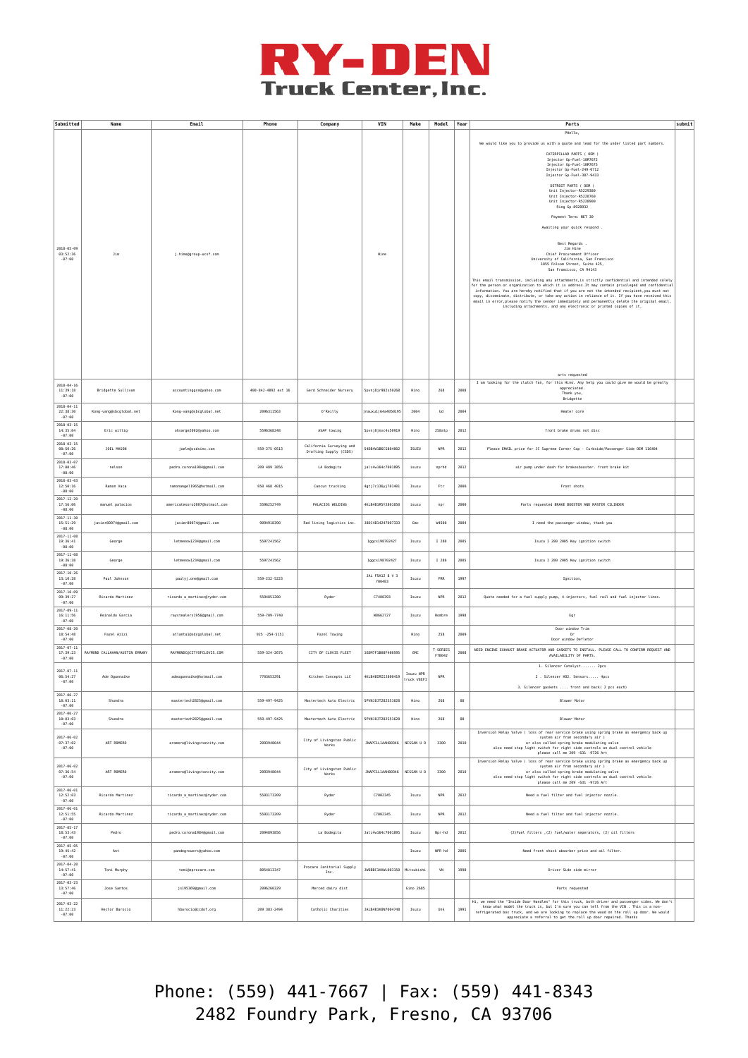# RY-DEN Truck Center, Inc.

| Submitted | Name | Email | Phone | Company | VIN | Make | Model | Year | Parts | submit |
|---|---|---|---|---|---|---|---|---|---|---|
| 2018-05-09 03:52:36 -07:00 | Jim | j.hine@group-acof.com | | | | Hino | | | Hello,<br><br>We would like you to provide us with a quote and lead for the under listed part numbers.<br><br>CATERPILLAR PARTS ( OEM )<br>Injector Gp-Fuel-10R7672<br>Injector Gp-Fuel-10R7675<br>Injector Gp-Fuel-249-0712<br>Injector Gp-Fuel-387-9433<br><br>DETROIT PARTS ( OEM )<br>Unit Injector-R5229380<br>Unit Injector-R5228760<br>Unit Injector-R5228900<br>Ring Gp-0920932<br><br>Payment Term: NET 30<br><br>Awaiting your quick respond .<br><br>Best Regards .<br>Jim Hine<br>Chief Procurement Officer<br>University of California, San Francisco<br>1855 Folsom Street, Suite 425,<br>San Francisco, CA 94143<br><br>This email transmission, including any attachments,is strictly confidential and intended solely for the person or organization to which it is addressed.It may contain privileged and confidential information. You are hereby notified that if you are not the intended recipient,you must not copy, disseminate, distribute, or take any action in reliance of it. If you have received this email in error,please notify the sender immediately and permanently delete the original email, including attachments, and any electronic or printed copies of it.<br><br>arts requested | |
| 2018-04-16 11:39:18 -07:00 | Bridgette Sullivan | accountinggsn@yahoo.com | 408-842-4892 ext 16 | Gerd Schneider Nursery | 5pvnj8jr982s50268 | Hino | 268 | 2008 | I am looking for the clutch fan, for this Hino. Any help you could give me would be greatly appreciated.<br>Thank you,<br>Bridgette | |
| 2018-04-11 22:38:30 -07:00 | Kong-vang@sbcglobal.net | Kong-vang@sbcglobal.net | 2096311563 | O'Reilly | jnaaxulj64a4050195 | 2004 | Ud | 2004 | Heater core | |
| 2018-03-15 14:35:04 -07:00 | Eric wittig | ohsarge2002@yahoo.com | 5596368248 | ASAP towing | 5pvnj8jmxc4s50019 | Hino | 258alp | 2012 | front brake drums not disc | |
| 2018-03-15 08:50:26 -07:00 | JOEL MASON | joelm@csdsinc.com | 559-275-0513 | California Surveying and Drafting Supply (CSDS) | 54DB4W1B6CS804002 | ISUZU | NPR | 2012 | Please EMAIL price for 3C Supreme Corner Cap - Curbside/Passenger Side OEM 116404 | |
| 2018-03-07 17:00:46 -08:00 | nelson | pedro.corona1984@gmail.com | 209 489 3856 | LA Bodegita | jalc4v164c7001895 | isuzu | nprhd | 2012 | air pump under dash for brakesbooster. front brake kit | |
| 2018-03-03 12:50:16 -08:00 | Ramon Vaca | ramonangel1965@hotmail.com | 650 468 4015 | Cancun trucking | 4gtj7c136yj701401 | Isuzu | Ftr | 2000 | Front shots | |
| 2017-12-20 17:56:06 -08:00 | manuel palacios | americatesoro2007@hotmail.com | 5596252749 | PALACIOS WELDING | 4KLB4B1R5YJ801850 | isuzu | npr | 2000 | Parts requested BRAKE BOOSTER AND MASTER CILINDER | |
| 2017-11-30 15:51:29 -08:00 | javier88074@gmail.com | javier88074@gmail.com | 9094918390 | Red lining logistics Inc. | J8DC4B14247007333 | Gmc | W4500 | 2004 | I need the passenger window, thank you | |
| 2017-11-08 19:36:41 -08:00 | George | letmenow1234@gmail.com | 5597241562 | | Iggcs198702427 | Isuzu | I 280 | 2005 | Isuzu I 280 2005 Key ignition switch | |
| 2017-11-08 19:36:38 -08:00 | George | letmenow1234@gmail.com | 5597241562 | | Iggcs198702427 | Isuzu | I 280 | 2005 | Isuzu I 280 2005 Key ignition switch | |
| 2017-10-26 13:10:28 -07:00 | Paul Johnson | paulyj.one@gmail.com | 559-232-5223 | | JAL F5A12 0 V 3 700483 | Isuzu | FRR | 1997 | Ignition, | |
| 2017-10-09 09:39:27 -07:00 | Ricardo Martinez | ricardo_a_martinez@ryder.com | 5594051280 | Ryder | C7400393 | Isuzu | NPR | 2012 | Quote needed for a fuel supply pump, 4-injectors, fuel rail and fuel injector lines. | |
| 2017-09-11 16:11:56 -07:00 | Reinaldo Garcia | raystealers1958@gmail.com | 559-709-7740 | | W0662727 | Isuzu | Hombre | 1998 | Egr | |
| 2017-08-20 18:54:48 -07:00 | Fazel Azizi | atlanta1@sbcglobal.net | 925 -254-5151 | Fazel Towing | | Hino | 258 | 2009 | Door window Trim<br>Or<br>Door window Deflector | |
| 2017-07-11 17:39:23 -07:00 | RAYMOND CALLAHAN/AUSTIN EMMANY | RAYMONDC@CITYOFCLOVIS.COM | 559-324-2675 | CITY OF CLOVIS FLEET | 1GDM7F1B08F400595 | GMC | T-SERIES F78042 | 2008 | NEED ENGINE EXHAUST BRAKE ACTUATOR AND GASKETS TO INSTALL. PLEASE CALL TO CONFIRM REQUEST AND AVAILABILITY OF PARTS. | |
| 2017-07-11 06:54:27 -07:00 | Ade Ogunnaike | adeogunnaike@hotmail.com | 7703653291 | Kitchen Concepts LLC | 4KLB4B1R1J3800419 | Isuzu NPR truck V8EFI | NPR | | 1. Silencer Catalyst....... 2pcs<br><br>2 . Silencer HO2. Sensors..... 4pcs<br><br>3. Silencer gaskets .... front and back( 2 pcs each) | |
| 2017-06-27 18:03:11 -07:00 | Shundra | mastertech2025@gmail.com | 559-497-9425 | Mastertech Auto Electric | 5PVNJ8JT282S51620 | Hino | 268 | 08 | Blower Motor | |
| 2017-06-27 18:03:03 -07:00 | Shundra | mastertech2025@gmail.com | 559-497-9425 | Mastertech Auto Electric | 5PVNJ8JT282S51620 | Hino | 268 | 08 | Blower Motor | |
| 2017-06-02 07:37:02 -07:00 | ART ROMERO | aromero@livingstoncity.com | 2093948044 | City of Livingston Public Works | JNAPC1L1AAH00346 | NISSAN U D | 3300 | 2010 | Inversion Relay Valve ( loss of rear service brake using spring brake as emergency back up system air from secondary air )<br>or also called spring brake modulating valve<br>also need stop light switch for right side controls on dual control vehicle<br>please call me 209 -631 -9726 Art | |
| 2017-06-02 07:36:54 -07:00 | ART ROMERO | aromero@livingstoncity.com | 2093948044 | City of Livingston Public Works | JNAPC1L1AAH00346 | NISSAN U D | 3300 | 2010 | Inversion Relay Valve ( loss of rear service brake using spring brake as emergency back up system air from secondary air )<br>or also called spring brake modulating valve<br>also need stop light switch for right side controls on dual control vehicle<br>please call me 209 -631 -9726 Art | |
| 2017-06-01 12:52:03 -07:00 | Ricardo Martinez | ricardo_a_martinez@ryder.com | 5593173209 | Ryder | C7002345 | Isuzu | NPR | 2012 | Need a fuel filter and fuel injector nozzle. | |
| 2017-06-01 12:51:55 -07:00 | Ricardo Martinez | ricardo_a_martinez@ryder.com | 5593173209 | Ryder | C7002345 | Isuzu | NPR | 2012 | Need a fuel filter and fuel injector nozzle. | |
| 2017-05-17 18:53:43 -07:00 | Pedro | pedro.corona1984@gmail.com | 2094893856 | La Bodegita | Jalc4v164c7001895 | Isuzu | Npr-hd | 2012 | (2)Fuel filters ,(2) fuel/water seperators, (2) oil filters | |
| 2017-05-05 19:45:42 -07:00 | Ant | pandegrowers@yahoo.com | | | | Isuzu | NPR hd | 2005 | Need front shock absorber price and oil filter. | |
| 2017-04-20 14:57:41 -07:00 | Toni Murphy | toni@eprocare.com | 8054813347 | Procare Janitorial Supply Inc. | JW6BBC1H4WL003350 | Mitsubishi | VN | 1998 | Driver Side side mirror | |
| 2017-03-23 13:57:46 -07:00 | Jose Santos | js195369@gmail.com | 2096260329 | Merced dairy dist | | Gino 2685 | | | Parts requested | |
| 2017-03-22 11:22:23 -07:00 | Hector Barocio | hbarocio@ccdof.org | 209 383-2494 | Catholic Charities | JALB4B1K0N7004748 | Isuzu | Unk | 1991 | Hi, we need the "Inside Door Handles" for this truck, both driver and passenger sides. We don't know what model the truck is, but I'm sure you can tell from the VIN . This is a non-refrigerated box truck, and we are looking to replace the wood on the roll up door. We would appreciate a referral to get the roll up door repaired. Thanks | |

Phone: (559) 441-7667 | Fax: (559) 441-8343
2482 Foundry Park, Fresno, CA 93706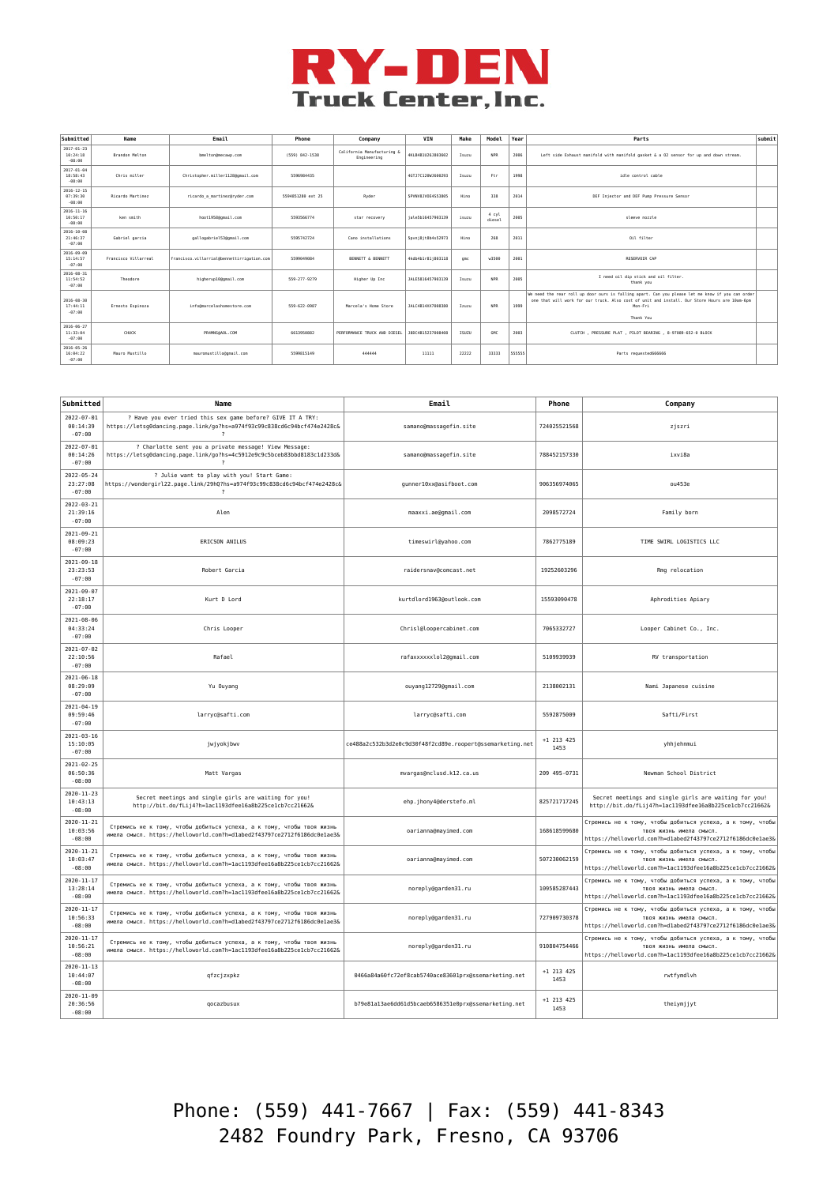# RY-DEN Truck Center, Inc.

| Submitted | Name | Email | Phone | Company | VIN | Make | Model | Year | Parts | submit |
|---|---|---|---|---|---|---|---|---|---|---|
| 2017-01-23 10:24:18 -08:00 | Brandon Melton | bmelton@mecawp.com | (559) 842-1538 | California Manufacturing & Engineering | 4KL B4B1U26J003002 | Isuzu | NPR | 2006 | Left side Exhaust manifold with manifold gasket & a O2 sensor for up and down stream. | |
| 2017-01-04 10:58:43 -08:00 | Chris miller | Christopher.miller1128@gmail.com | 5596984435 | | 4GTJ7C1U8WJ600293 | Isuzu | Ftr | 1998 | idle control cable | |
| 2016-12-15 07:39:30 -08:00 | Ricardo Martinez | ricardo_a_martinez@ryder.com | 559405 1280 ext 25 | Ryder | 5PVNV8JV0E4S53005 | Hino | 338 | 2014 | DEF Injector and DEF Pump Pressure Sensor | |
| 2016-11-16 10:50:17 -08:00 | ken smith | hoot1950@gmail.com | 5593566774 | star recovery | jalе5b16457003139 | isuzu | 4 cyl diesel | 2005 | sleeve nozzle | |
| 2016-10-08 21:46:37 -07:00 | Gabriel garcia | gallogabriel53@gmail.com | 5595742724 | Cano installations | 5pvnj8jt8b4s52073 | Hino | 268 | 2011 | Oil filter | |
| 2016-09-09 15:14:57 -07:00 | Francisco Villarreal | francisco.villarreal@bennettirrigation.com | 5599049084 | BENNETT & BENNETT | 4kdb4b1r81j803118 | gmc | w3500 | 2001 | RESERVOIR CAP | |
| 2016-08-31 11:54:52 -07:00 | Theodore | higherup10@gmail.com | 559-277-9279 | Higher Up Inc | JALE5B16457003139 | Isuzu | NPR | 2005 | I need oil dip stick and oil filter. thank you | |
| 2016-08-30 17:44:11 -07:00 | Ernesto Espinoza | info@marcelashomestore.com | 559-622-0987 | Marcela's Home Store | JALC4B14XX7008300 | Isuzu | NPR | 1999 | We need the rear roll up door ours is falling apart. Can you please let me know if you can order one that will work for our truck. Also cost of unit and install. Our Store Hours are 10am-6pm Mon-Fri Thank You | |
| 2016-06-27 11:33:04 -07:00 | CHUCK | PR4MNS@AOL.COM | 6613950082 | PERFORMANCE TRUCK AND DIESEL | J8DC4B15237008408 | ISUZU | GMC | 2003 | CLUTCH , PRESSURE PLAT , PILOT BEARING , 8-97080-652-0 BLOCK | |
| 2016-05-26 16:04:22 -07:00 | Mauro Mustillo | mauromustillo@gmail.com | 5599815149 | 444444 | 11111 | 22222 | 33333 | 555555 | Parts requested666666 | |

| Submitted | Name | Email | Phone | Company |
|---|---|---|---|---|
| 2022-07-01 00:14:39 -07:00 | ? Have you ever tried this sex game before? GIVE IT A TRY: https://letsg0dancing.page.link/go?hs=a974f93c99c838cd6c94bcf474e2428c& ? | samano@massagefin.site | 724025521568 | zjszri |
| 2022-07-01 00:14:26 -07:00 | ? Charlotte sent you a private message! View Message: https://letsg0dancing.page.link/go?hs=4c5912e9c9c5bceb83bbd8183c1d233d& ? | samano@massagefin.site | 788452157338 | ixvi8a |
| 2022-05-24 23:27:08 -07:00 | ? Julie want to play with you! Start Game: https://wondergirl22.page.link/29hQ?hs=a974f93c99c838cd6c94bcf474e2428c& ? | gunner10xx@asifboot.com | 906356974065 | ou453e |
| 2022-03-21 21:39:16 -07:00 | Alen | maaxxi.ae@gmail.com | 2098572724 | Family born |
| 2021-09-21 08:09:23 -07:00 | ERICSON ANILUS | timeswirl@yahoo.com | 7862775189 | TIME SWIRL LOGISTICS LLC |
| 2021-09-18 23:23:53 -07:00 | Robert Garcia | raidersnav@comcast.net | 19252603296 | Rmg relocation |
| 2021-09-07 22:18:17 -07:00 | Kurt D Lord | kurtdlord1963@outlook.com | 15593090478 | Aphrodities Apiary |
| 2021-08-06 04:33:24 -07:00 | Chris Looper | Chrisl@loopercabinet.com | 7065332727 | Looper Cabinet Co., Inc. |
| 2021-07-02 22:10:56 -07:00 | Rafael | rafaxxxxxlol2@gmail.com | 5109939939 | RV transportation |
| 2021-06-18 08:29:09 -07:00 | Yu Ouyang | ouyang12729@gmail.com | 2138002131 | Nami Japanese cuisine |
| 2021-04-19 09:59:46 -07:00 | larryc@safti.com | larryc@safti.com | 5592875009 | Safti/First |
| 2021-03-16 15:10:05 -07:00 | jwjyokjbwv | ce488a2c532b3d2e0c9d30f48f2cd89e.roopert@ssemarketing.net | +1 213 425 1453 | yhhjehnmui |
| 2021-02-25 06:50:36 -08:00 | Matt Vargas | mvargas@nclusd.k12.ca.us | 209 495-0731 | Newman School District |
| 2020-11-23 10:43:13 -08:00 | Secret meetings and single girls are waiting for you! http://bit.do/fLij4?h=1ac1193dfee16a8b225ce1cb7cc21662& | ehp.jhony4@derstefo.ml | 825721717245 | Secret meetings and single girls are waiting for you! http://bit.do/fLij4?h=1ac1193dfee16a8b225ce1cb7cc21662& |
| 2020-11-21 10:03:56 -08:00 | Стремись не к тому, чтобы добиться успеха, а к тому, чтобы твоя жизнь имела смысл. https://helloworld.com?h=d1abed2f43797ce2712f6186dc0e1ae3& | oarianna@mayimed.com | 168618599680 | Стремись не к тому, чтобы добиться успеха, а к тому, чтобы твоя жизнь имела смысл. https://helloworld.com?h=d1abed2f43797ce2712f6186dc0e1ae3& |
| 2020-11-21 10:03:47 -08:00 | Стремись не к тому, чтобы добиться успеха, а к тому, чтобы твоя жизнь имела смысл. https://helloworld.com?h=1ac1193dfee16a8b225ce1cb7cc21662& | oarianna@mayimed.com | 507230062159 | Стремись не к тому, чтобы добиться успеха, а к тому, чтобы твоя жизнь имела смысл. https://helloworld.com?h=1ac1193dfee16a8b225ce1cb7cc21662& |
| 2020-11-17 13:28:14 -08:00 | Стремись не к тому, чтобы добиться успеха, а к тому, чтобы твоя жизнь имела смысл. https://helloworld.com?h=1ac1193dfee16a8b225ce1cb7cc21662& | noreply@garden31.ru | 109585287443 | Стремись не к тому, чтобы добиться успеха, а к тому, чтобы твоя жизнь имела смысл. https://helloworld.com?h=1ac1193dfee16a8b225ce1cb7cc21662& |
| 2020-11-17 10:56:33 -08:00 | Стремись не к тому, чтобы добиться успеха, а к тому, чтобы твоя жизнь имела смысл. https://helloworld.com?h=d1abed2f43797ce2712f6186dc0e1ae3& | noreply@garden31.ru | 727909730378 | Стремись не к тому, чтобы добиться успеха, а к тому, чтобы твоя жизнь имела смысл. https://helloworld.com?h=d1abed2f43797ce2712f6186dc0e1ae3& |
| 2020-11-17 10:56:21 -08:00 | Стремись не к тому, чтобы добиться успеха, а к тому, чтобы твоя жизнь имела смысл. https://helloworld.com?h=1ac1193dfee16a8b225ce1cb7cc21662& | noreply@garden31.ru | 910804754466 | Стремись не к тому, чтобы добиться успеха, а к тому, чтобы твоя жизнь имела смысл. https://helloworld.com?h=1ac1193dfee16a8b225ce1cb7cc21662& |
| 2020-11-13 10:44:07 -08:00 | qfzcjzxpkz | 0466a84a60fc72ef8cab5740ace83601prx@ssemarketing.net | +1 213 425 1453 | rwtfymdlvh |
| 2020-11-09 20:36:56 -08:00 | qocazbusux | b79e81a13ae6dd61d5bcaeb6586351e0prx@ssemarketing.net | +1 213 425 1453 | theiymjjyt |

Phone: (559) 441-7667 | Fax: (559) 441-8343
2482 Foundry Park, Fresno, CA 93706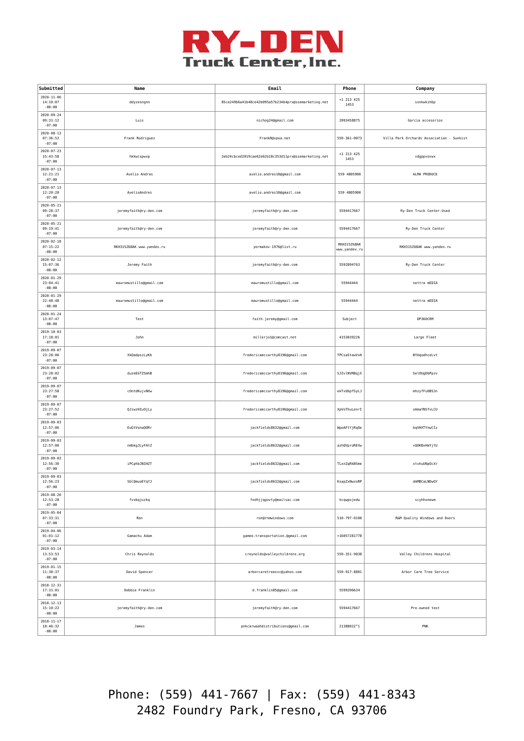# RY-DEN
## Truck Center, Inc.

| Submitted | Name | Email | Phone | Company |
|---|---|---|---|---|
| 2020-11-06 14:10:07 -08:00 | ddyzesngnn | 85ce249b6a41b48ce42b095a57b234b4prx@ssemarketing.net | +1 213 425 1453 | ssnkwkihbp |
| 2020-09-24 09:31:12 -07:00 | Luis | nichog24@gmail.com | 2093458875 | Garcia accesorios |
| 2020-08-13 07:36:52 -07:00 | Frank Rodriguez | FrankR@vpoa.net | 559-361-0073 | Villa Park Orchards Association - Sunkist |
| 2020-07-23 15:43:58 -07:00 | hkkwcspwxp | 2eb24cbced2019cae62e62b18c353d11prx@ssemarketing.net | +1 213 425 1453 | xdgppxovwx |
| 2020-07-13 12:21:21 -07:00 | Avelio Andres | avelio.andres10@gmail.com | 559 4805900 | ALMA PRODUCE |
| 2020-07-13 12:20:20 -07:00 | AvelioAndres | avelio.andres10@gmail.com | 559 4805900 | |
| 2020-05-21 09:28:37 -07:00 | jeremyfaith@ry-den.com | jeremyfaith@ry-den.com | 5594417667 | Ry-Den Truck Center-Used |
| 2020-05-21 09:19:41 -07:00 | jeremyfaith@ry-den.com | jeremyfaith@ry-den.com | 5594417667 | Ry-Den Truck Center |
| 2020-02-18 07:15:22 -08:00 | RKH315Z68AK www.yandex.ru | yermakov-1976@list.ru | RKH315Z68AK www.yandex.ru | RKH315Z68AK www.yandex.ru |
| 2020-02-12 15:07:36 -08:00 | Jeremy Faith | jeremyfaith@ry-den.com | 5592894763 | Ry-Den Truck Center |
| 2020-01-29 23:04:41 -08:00 | mauromustillo@gmail.com | mauromustillo@gmail.com | 55944444 | nettra mEDIA |
| 2020-01-29 22:48:48 -08:00 | mauromustillo@gmail.com | mauromustillo@gmail.com | 55944444 | nettra mEDIA |
| 2020-01-24 13:07:47 -08:00 | Test | faith.jeremy@gmail.com | Subject | DP360CRM |
| 2019-10-03 17:18:01 -07:00 | John | millerjo1@comcast.net | 4153020226 | Large Fleet |
| 2019-09-07 23:28:06 -07:00 | XkQadpszLyKb | fredericamccarthy8196@gmail.com | TPCsaStewVxH | BYUqodhceLvt |
| 2019-09-07 23:28:02 -07:00 | duzeEGTZSmhB | fredericamccarthy8196@gmail.com | SJZvlNVRBqjX | SelOUgDbPpzv |
| 2019-09-07 23:27:58 -07:00 | cOntdKujvNXw | fredericamccarthy8196@gmail.com | ekTxUbpfSyLJ | mhzyfFuOBSJn |
| 2019-09-07 23:27:52 -07:00 | QJiwzHIuOjLy | fredericamccarthy8196@gmail.com | XpVoThuLenrI | oAmaYNSfvLCU |
| 2019-09-03 12:57:06 -07:00 | EuGtVonaQORr | jackfields8632@gmail.com | WpoAFtYjRqDe | bqVHXTYnwCIz |
| 2019-09-03 12:57:00 -07:00 | nmbkgJLyFAtZ | jackfields8632@gmail.com | azhQVproREXw | vQOKBxHmYjtU |
| 2019-09-03 12:56:30 -07:00 | iPCphbJNIHZT | jackfields8632@gmail.com | TLxnZqRkBSme | xtvhuUNpOcXr |
| 2019-09-03 12:56:23 -07:00 | SblQmuoEYqfJ | jackfields8632@gmail.com | KsapZxNwzoRP | dmMBCaLNDwGY |
| 2019-08-20 12:53:28 -07:00 | fvxbqjuzkq | fodhjjqgovty@mailsac.com | kcqwpojedw | scyhhonewm |
| 2019-05-04 07:33:31 -07:00 | Ron | ron@rnmwindows.com | 510-797-0100 | R&M Quality Windows and Doors |
| 2019-04-06 01:01:12 -07:00 | Gamachu Adam | gamee.transportation.@gmail.com | +16057281778 | |
| 2019-03-14 13:53:53 -07:00 | Chris Reynolds | creynolds@valleychildrens.org | 559-351-9038 | Valley Childrens Hospital |
| 2019-01-15 11:38:37 -08:00 | David Spencer | arborcaretreesvc@yahoo.com | 559-917-8801 | Arbor Care Tree Service |
| 2018-12-31 17:31:01 -08:00 | Debbie Franklin | d.franklin85@gmail.com | 5599206634 | |
| 2018-12-13 15:10:22 -08:00 | jeremyfaith@ry-den.com | jeremyfaith@ry-den.com | 5594417667 | Pre-owned test |
| 2018-11-17 10:46:32 -08:00 | James | pnkcarwaahdistributions@gmail.com | 21388022"1 | PNK |

Phone: (559) 441-7667 | Fax: (559) 441-8343
2482 Foundry Park, Fresno, CA 93706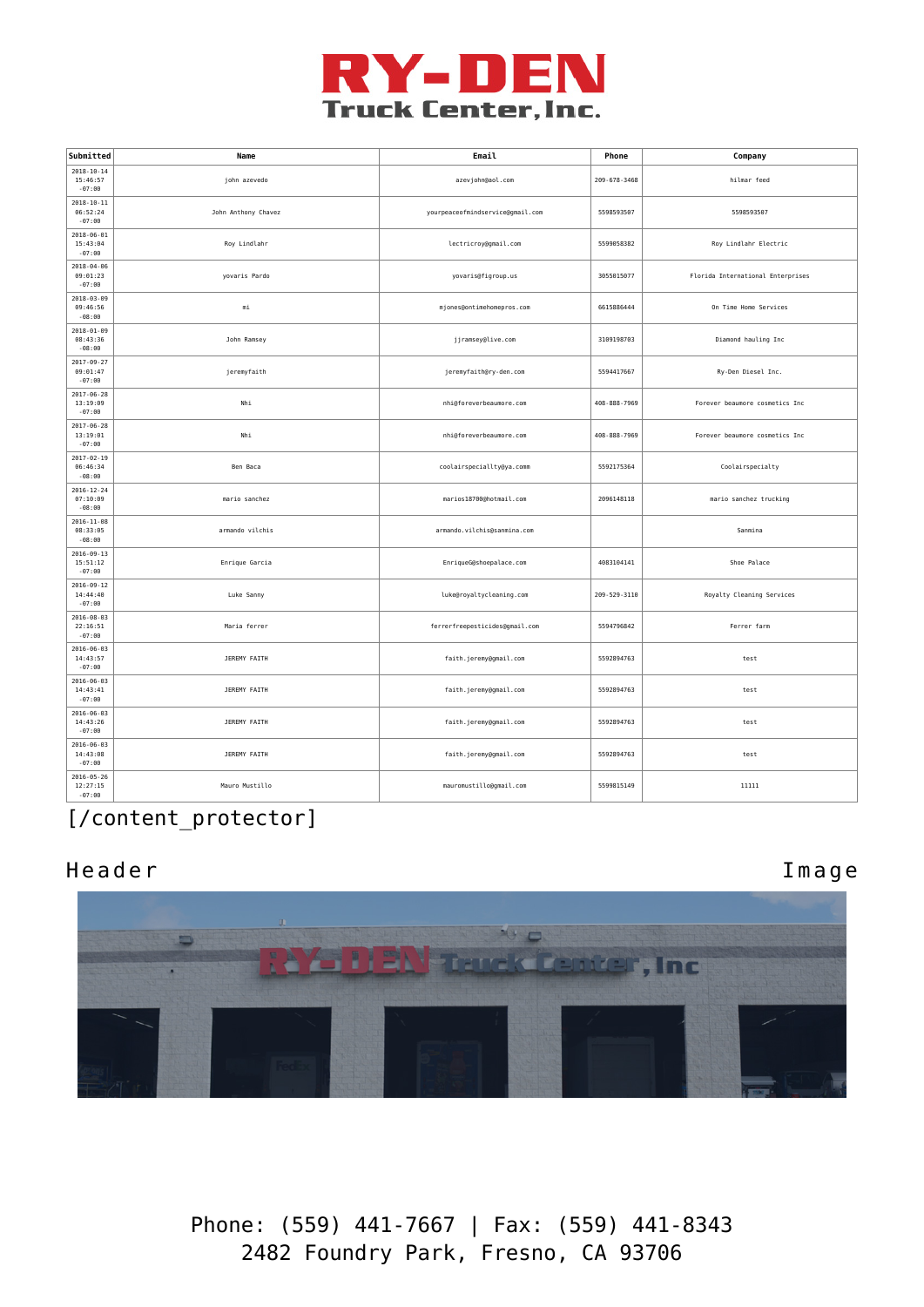# RY-DEN

## Truck Center, Inc.

| Submitted | Name | Email | Phone | Company |
|---|---|---|---|---|
| 2018-10-14 15:46:57 -07:00 | john azevedo | azevjohn@aol.com | 209-678-3468 | hilmar feed |
| 2018-10-11 06:52:24 -07:00 | John Anthony Chavez | yourpeaceofmindservice@gmail.com | 5598593507 | 5598593507 |
| 2018-06-01 15:43:04 -07:00 | Roy Lindlahr | lectricroy@gmail.com | 5599058382 | Roy Lindlahr Electric |
| 2018-04-06 09:01:23 -07:00 | yovaris Pardo | yovaris@figroup.us | 3055015077 | Florida International Enterprises |
| 2018-03-09 09:46:56 -08:00 | mi | mjones@ontimehomepros.com | 6615886444 | On Time Home Services |
| 2018-01-09 08:43:36 -08:00 | John Ramsey | jjramsey@live.com | 3109198703 | Diamond hauling Inc |
| 2017-09-27 09:01:47 -07:00 | jeremyfaith | jeremyfaith@ry-den.com | 5594417667 | Ry-Den Diesel Inc. |
| 2017-06-28 13:19:09 -07:00 | Nhi | nhi@foreverbeaumore.com | 408-888-7969 | Forever beaumore cosmetics Inc |
| 2017-06-28 13:19:01 -07:00 | Nhi | nhi@foreverbeaumore.com | 408-888-7969 | Forever beaumore cosmetics Inc |
| 2017-02-19 06:46:34 -08:00 | Ben Baca | coolairspecialtty@ya.comm | 5592175364 | Coolairspecialty |
| 2016-12-24 07:10:09 -08:00 | mario sanchez | marios18700@hotmail.com | 2096148118 | mario sanchez trucking |
| 2016-11-08 08:33:05 -08:00 | armando vilchis | armando.vilchis@sanmina.com | | Sanmina |
| 2016-09-13 15:51:12 -07:00 | Enrique Garcia | EnriqueG@shoepalace.com | 4083104141 | Shoe Palace |
| 2016-09-12 14:44:40 -07:00 | Luke Sanny | luke@royaltycleaning.com | 209-529-3110 | Royalty Cleaning Services |
| 2016-08-03 22:16:51 -07:00 | Maria ferrer | ferrerfreepesticides@gmail.com | 5594796842 | Ferrer farm |
| 2016-06-03 14:43:57 -07:00 | JEREMY FAITH | faith.jeremy@gmail.com | 5592894763 | test |
| 2016-06-03 14:43:41 -07:00 | JEREMY FAITH | faith.jeremy@gmail.com | 5592894763 | test |
| 2016-06-03 14:43:26 -07:00 | JEREMY FAITH | faith.jeremy@gmail.com | 5592894763 | test |
| 2016-06-03 14:43:08 -07:00 | JEREMY FAITH | faith.jeremy@gmail.com | 5592894763 | test |
| 2016-05-26 12:27:15 -07:00 | Mauro Mustillo | mauromustillo@gmail.com | 5599815149 | 11111 |

[/content_protector]

Header Image

Phone: (559) 441-7667 | Fax: (559) 441-8343
2482 Foundry Park, Fresno, CA 93706